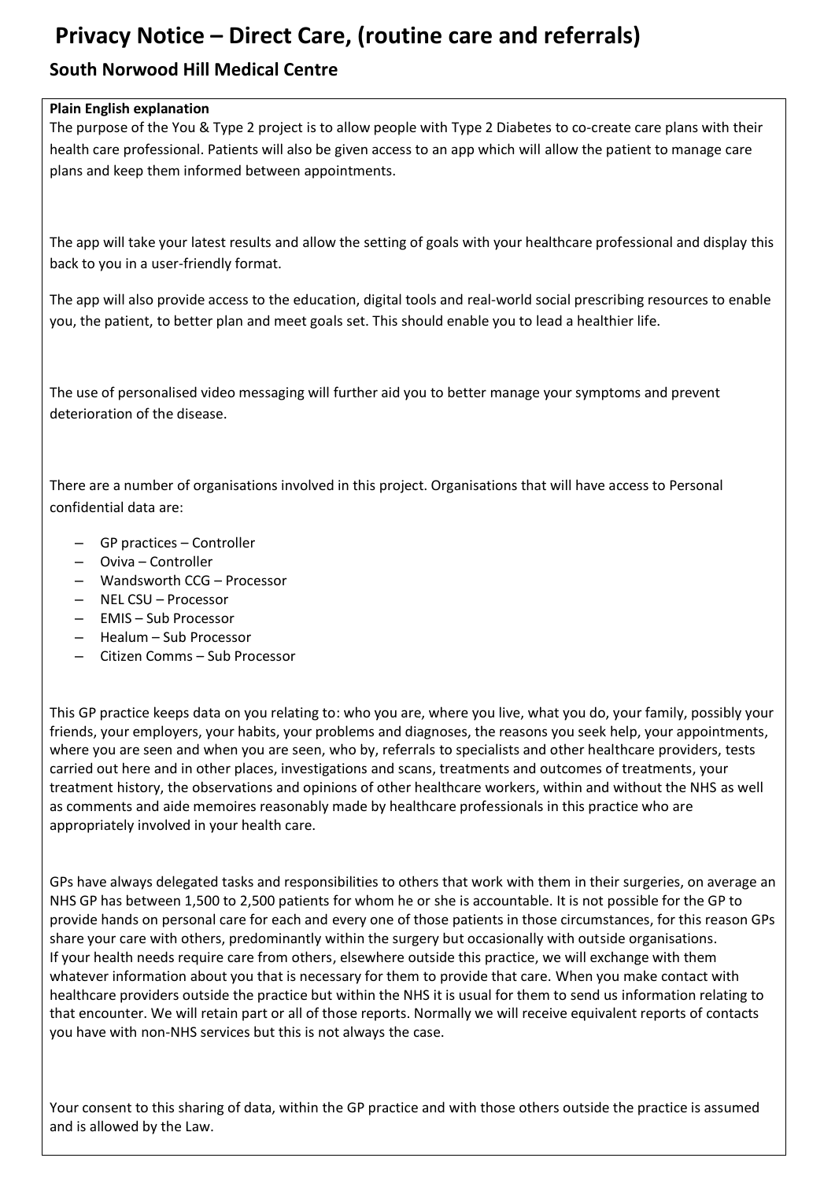# Privacy Notice – Direct Care, (routine care and referrals)

## South Norwood Hill Medical Centre

**Plain English explanation**

The purpose of the You & Type 2 project is to allow people with Type 2 Diabetes to co-create care plans with their health care professional. Patients will also be given access to an app which will allow the patient to manage care plans and keep them informed between appointments.

The app will take your latest results and allow the setting of goals with your healthcare professional and display this back to you in a user-friendly format.

The app will also provide access to the education, digital tools and real-world social prescribing resources to enable you, the patient, to better plan and meet goals set. This should enable you to lead a healthier life.

The use of personalised video messaging will further aid you to better manage your symptoms and prevent deterioration of the disease.

There are a number of organisations involved in this project. Organisations that will have access to Personal confidential data are:

- GP practices – Controller
- Oviva – Controller
- Wandsworth CCG – Processor
- NEL CSU – Processor
- EMIS – Sub Processor
- Healum – Sub Processor
- Citizen Comms – Sub Processor

This GP practice keeps data on you relating to: who you are, where you live, what you do, your family, possibly your friends, your employers, your habits, your problems and diagnoses, the reasons you seek help, your appointments, where you are seen and when you are seen, who by, referrals to specialists and other healthcare providers, tests carried out here and in other places, investigations and scans, treatments and outcomes of treatments, your treatment history, the observations and opinions of other healthcare workers, within and without the NHS as well as comments and aide memoires reasonably made by healthcare professionals in this practice who are appropriately involved in your health care.

GPs have always delegated tasks and responsibilities to others that work with them in their surgeries, on average an NHS GP has between 1,500 to 2,500 patients for whom he or she is accountable. It is not possible for the GP to provide hands on personal care for each and every one of those patients in those circumstances, for this reason GPs share your care with others, predominantly within the surgery but occasionally with outside organisations.
If your health needs require care from others, elsewhere outside this practice, we will exchange with them whatever information about you that is necessary for them to provide that care. When you make contact with healthcare providers outside the practice but within the NHS it is usual for them to send us information relating to that encounter. We will retain part or all of those reports. Normally we will receive equivalent reports of contacts you have with non-NHS services but this is not always the case.

Your consent to this sharing of data, within the GP practice and with those others outside the practice is assumed and is allowed by the Law.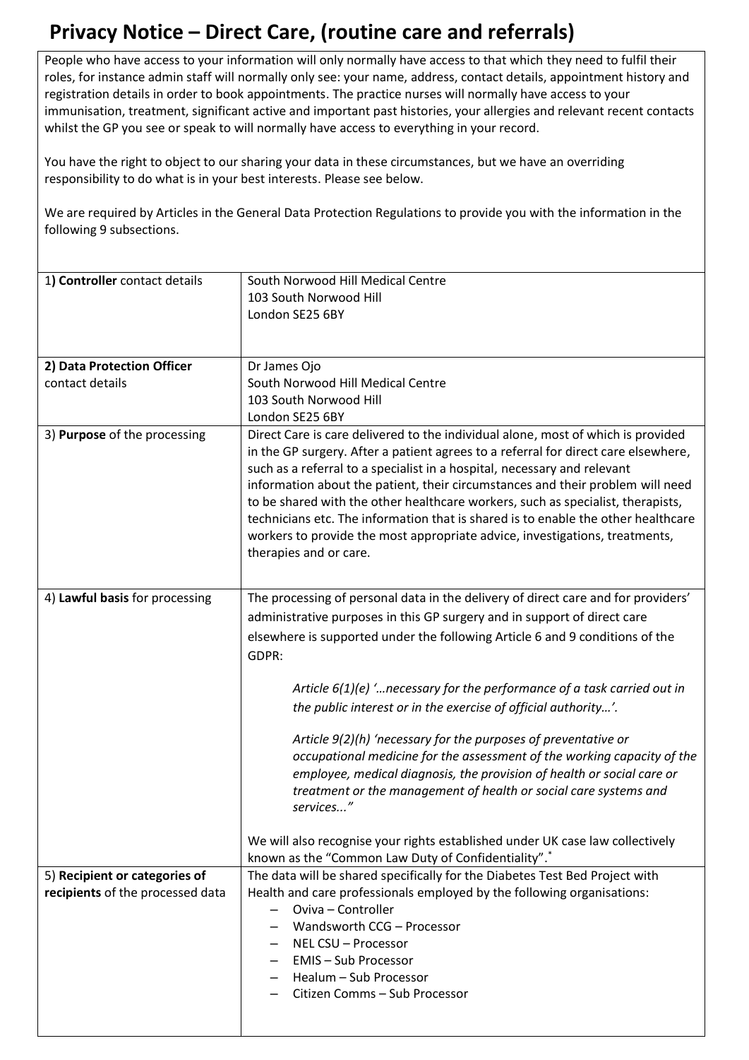# Privacy Notice – Direct Care, (routine care and referrals)

People who have access to your information will only normally have access to that which they need to fulfil their roles, for instance admin staff will normally only see: your name, address, contact details, appointment history and registration details in order to book appointments. The practice nurses will normally have access to your immunisation, treatment, significant active and important past histories, your allergies and relevant recent contacts whilst the GP you see or speak to will normally have access to everything in your record.

You have the right to object to our sharing your data in these circumstances, but we have an overriding responsibility to do what is in your best interests. Please see below.

We are required by Articles in the General Data Protection Regulations to provide you with the information in the following 9 subsections.

| | |
|---|---|
| 1) **Controller** contact details | South Norwood Hill Medical Centre<br>103 South Norwood Hill<br>London SE25 6BY |
| **2) Data Protection Officer** contact details | Dr James Ojo<br>South Norwood Hill Medical Centre<br>103 South Norwood Hill<br>London SE25 6BY |
| 3) **Purpose** of the processing | Direct Care is care delivered to the individual alone, most of which is provided in the GP surgery. After a patient agrees to a referral for direct care elsewhere, such as a referral to a specialist in a hospital, necessary and relevant information about the patient, their circumstances and their problem will need to be shared with the other healthcare workers, such as specialist, therapists, technicians etc. The information that is shared is to enable the other healthcare workers to provide the most appropriate advice, investigations, treatments, therapies and or care. |
| 4) **Lawful basis** for processing | The processing of personal data in the delivery of direct care and for providers' administrative purposes in this GP surgery and in support of direct care elsewhere is supported under the following Article 6 and 9 conditions of the GDPR:<br><br>*Article 6(1)(e) '…necessary for the performance of a task carried out in the public interest or in the exercise of official authority…'.*<br><br>*Article 9(2)(h) 'necessary for the purposes of preventative or occupational medicine for the assessment of the working capacity of the employee, medical diagnosis, the provision of health or social care or treatment or the management of health or social care systems and services..."*<br><br>We will also recognise your rights established under UK case law collectively known as the "Common Law Duty of Confidentiality".* |
| 5) **Recipient or categories of recipients** of the processed data | The data will be shared specifically for the Diabetes Test Bed Project with Health and care professionals employed by the following organisations:<br>– Oviva – Controller<br>– Wandsworth CCG – Processor<br>– NEL CSU – Processor<br>– EMIS – Sub Processor<br>– Healum – Sub Processor<br>– Citizen Comms – Sub Processor |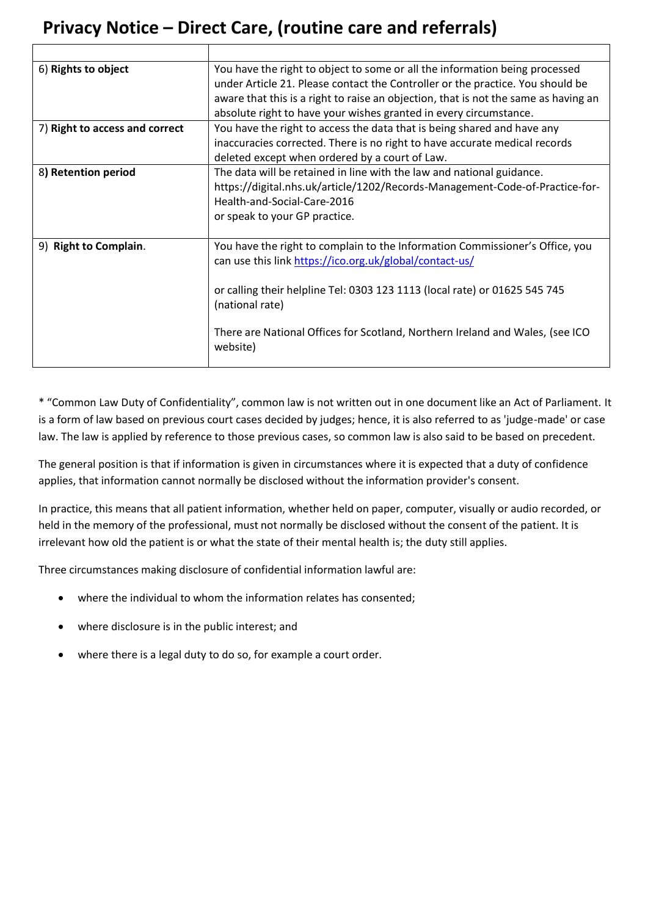# Privacy Notice – Direct Care, (routine care and referrals)

| | |
|---|---|
| 6) **Rights to object** | You have the right to object to some or all the information being processed under Article 21. Please contact the Controller or the practice. You should be aware that this is a right to raise an objection, that is not the same as having an absolute right to have your wishes granted in every circumstance. |
| 7) **Right to access and correct** | You have the right to access the data that is being shared and have any inaccuracies corrected. There is no right to have accurate medical records deleted except when ordered by a court of Law. |
| 8) **Retention period** | The data will be retained in line with the law and national guidance. https://digital.nhs.uk/article/1202/Records-Management-Code-of-Practice-for-Health-and-Social-Care-2016 or speak to your GP practice. |
| 9) **Right to Complain**. | You have the right to complain to the Information Commissioner's Office, you can use this link https://ico.org.uk/global/contact-us/ <br><br> or calling their helpline Tel: 0303 123 1113 (local rate) or 01625 545 745 (national rate) <br><br> There are National Offices for Scotland, Northern Ireland and Wales, (see ICO website) |

* "Common Law Duty of Confidentiality", common law is not written out in one document like an Act of Parliament. It is a form of law based on previous court cases decided by judges; hence, it is also referred to as 'judge-made' or case law. The law is applied by reference to those previous cases, so common law is also said to be based on precedent.

The general position is that if information is given in circumstances where it is expected that a duty of confidence applies, that information cannot normally be disclosed without the information provider's consent.

In practice, this means that all patient information, whether held on paper, computer, visually or audio recorded, or held in the memory of the professional, must not normally be disclosed without the consent of the patient. It is irrelevant how old the patient is or what the state of their mental health is; the duty still applies.

Three circumstances making disclosure of confidential information lawful are:

- where the individual to whom the information relates has consented;
- where disclosure is in the public interest; and
- where there is a legal duty to do so, for example a court order.